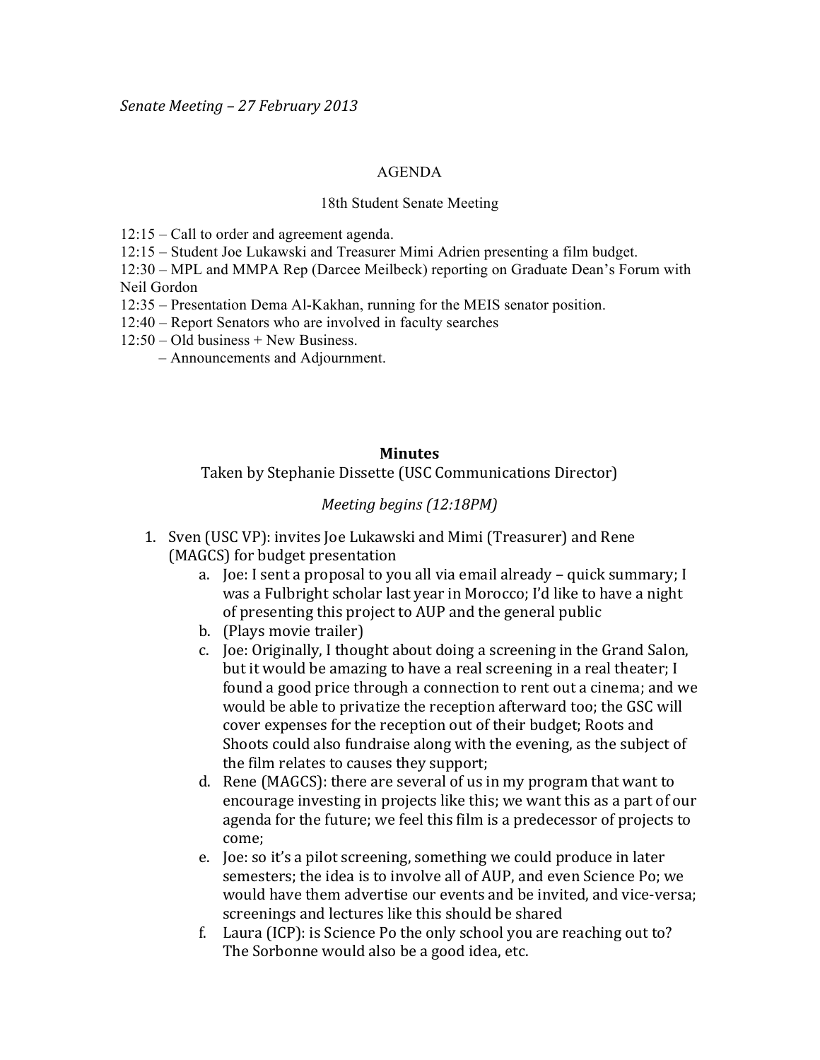*Senate Meeting – 27 February 2013*

AGENDA

18th Student Senate Meeting

12:15 – Call to order and agreement agenda.
12:15 – Student Joe Lukawski and Treasurer Mimi Adrien presenting a film budget.
12:30 – MPL and MMPA Rep (Darcee Meilbeck) reporting on Graduate Dean's Forum with Neil Gordon
12:35 – Presentation Dema Al-Kakhan, running for the MEIS senator position.
12:40 – Report Senators who are involved in faculty searches
12:50 – Old business + New Business.
– Announcements and Adjournment.

**Minutes**

Taken by Stephanie Dissette (USC Communications Director)

*Meeting begins (12:18PM)*

1. Sven (USC VP): invites Joe Lukawski and Mimi (Treasurer) and Rene (MAGCS) for budget presentation
    a. Joe: I sent a proposal to you all via email already – quick summary; I was a Fulbright scholar last year in Morocco; I'd like to have a night of presenting this project to AUP and the general public
    b. (Plays movie trailer)
    c. Joe: Originally, I thought about doing a screening in the Grand Salon, but it would be amazing to have a real screening in a real theater; I found a good price through a connection to rent out a cinema; and we would be able to privatize the reception afterward too; the GSC will cover expenses for the reception out of their budget; Roots and Shoots could also fundraise along with the evening, as the subject of the film relates to causes they support;
    d. Rene (MAGCS): there are several of us in my program that want to encourage investing in projects like this; we want this as a part of our agenda for the future; we feel this film is a predecessor of projects to come;
    e. Joe: so it's a pilot screening, something we could produce in later semesters; the idea is to involve all of AUP, and even Science Po; we would have them advertise our events and be invited, and vice-versa; screenings and lectures like this should be shared
    f. Laura (ICP): is Science Po the only school you are reaching out to? The Sorbonne would also be a good idea, etc.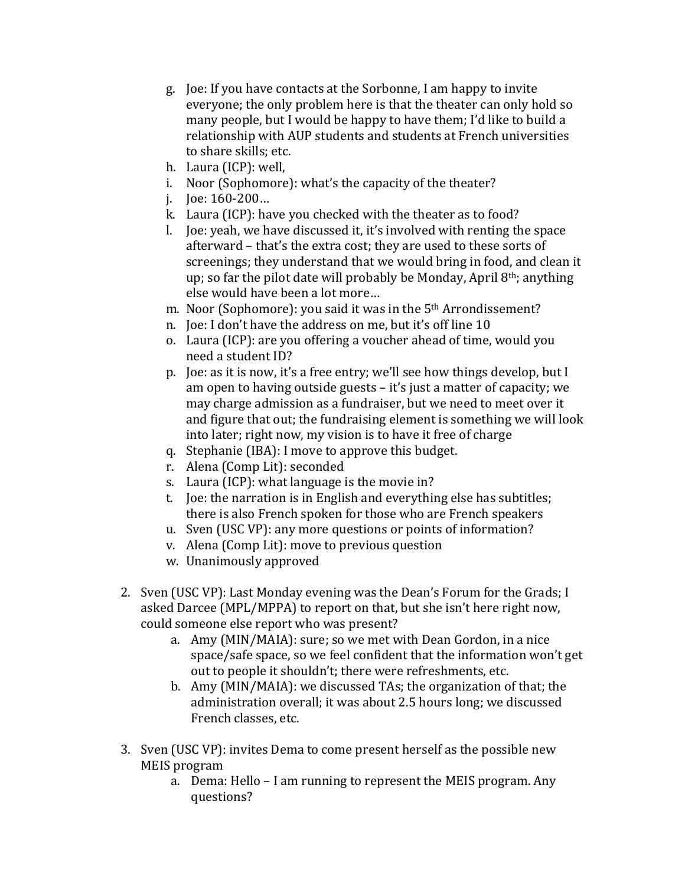g. Joe: If you have contacts at the Sorbonne, I am happy to invite everyone; the only problem here is that the theater can only hold so many people, but I would be happy to have them; I'd like to build a relationship with AUP students and students at French universities to share skills; etc.
h. Laura (ICP): well,
i. Noor (Sophomore): what's the capacity of the theater?
j. Joe: 160-200…
k. Laura (ICP): have you checked with the theater as to food?
l. Joe: yeah, we have discussed it, it's involved with renting the space afterward – that's the extra cost; they are used to these sorts of screenings; they understand that we would bring in food, and clean it up; so far the pilot date will probably be Monday, April 8th; anything else would have been a lot more…
m. Noor (Sophomore): you said it was in the 5th Arrondissement?
n. Joe: I don't have the address on me, but it's off line 10
o. Laura (ICP): are you offering a voucher ahead of time, would you need a student ID?
p. Joe: as it is now, it's a free entry; we'll see how things develop, but I am open to having outside guests – it's just a matter of capacity; we may charge admission as a fundraiser, but we need to meet over it and figure that out; the fundraising element is something we will look into later; right now, my vision is to have it free of charge
q. Stephanie (IBA): I move to approve this budget.
r. Alena (Comp Lit): seconded
s. Laura (ICP): what language is the movie in?
t. Joe: the narration is in English and everything else has subtitles; there is also French spoken for those who are French speakers
u. Sven (USC VP): any more questions or points of information?
v. Alena (Comp Lit): move to previous question
w. Unanimously approved

2. Sven (USC VP): Last Monday evening was the Dean's Forum for the Grads; I asked Darcee (MPL/MPPA) to report on that, but she isn't here right now, could someone else report who was present?
    a. Amy (MIN/MAIA): sure; so we met with Dean Gordon, in a nice space/safe space, so we feel confident that the information won't get out to people it shouldn't; there were refreshments, etc.
    b. Amy (MIN/MAIA): we discussed TAs; the organization of that; the administration overall; it was about 2.5 hours long; we discussed French classes, etc.

3. Sven (USC VP): invites Dema to come present herself as the possible new MEIS program
    a. Dema: Hello – I am running to represent the MEIS program. Any questions?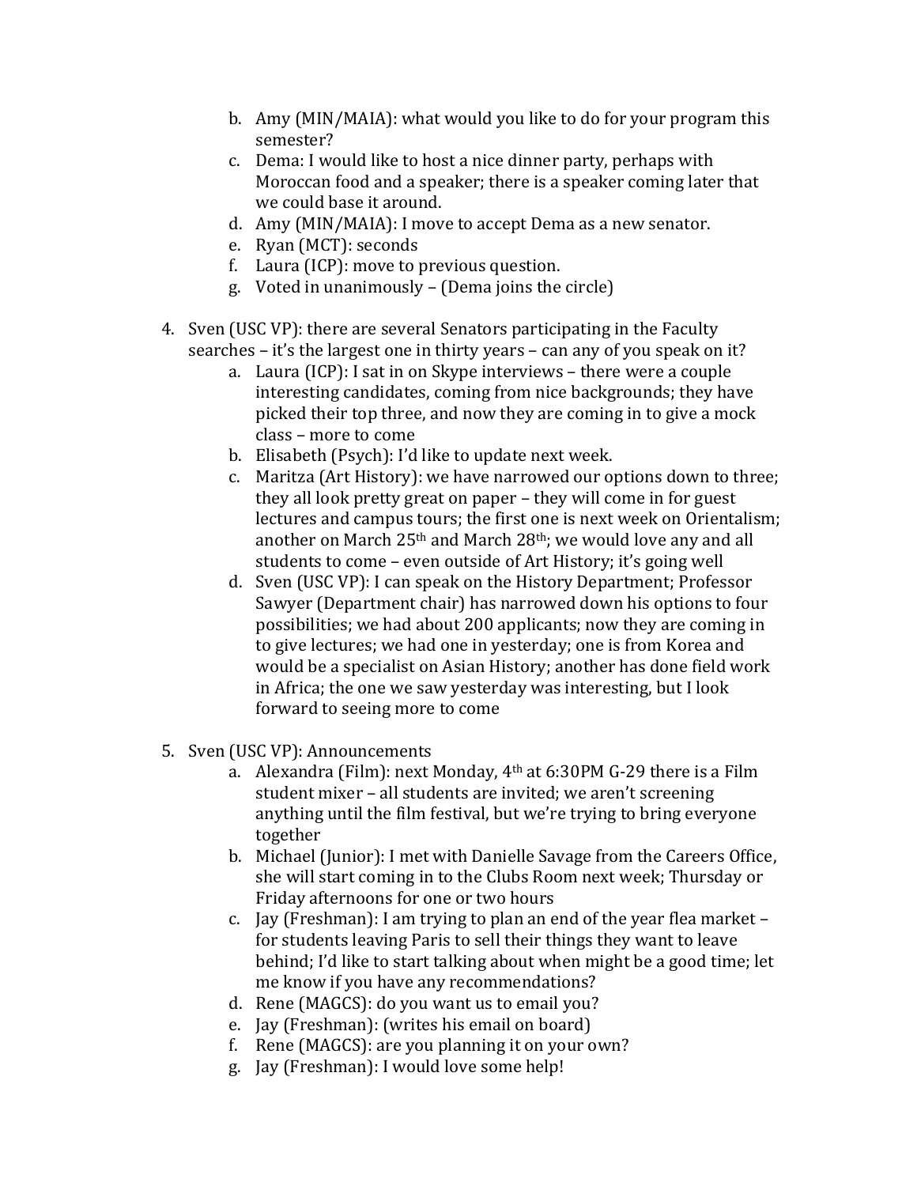b. Amy (MIN/MAIA): what would you like to do for your program this semester?
   c. Dema: I would like to host a nice dinner party, perhaps with Moroccan food and a speaker; there is a speaker coming later that we could base it around.
   d. Amy (MIN/MAIA): I move to accept Dema as a new senator.
   e. Ryan (MCT): seconds
   f. Laura (ICP): move to previous question.
   g. Voted in unanimously – (Dema joins the circle)

4. Sven (USC VP): there are several Senators participating in the Faculty searches – it's the largest one in thirty years – can any of you speak on it?
   a. Laura (ICP): I sat in on Skype interviews – there were a couple interesting candidates, coming from nice backgrounds; they have picked their top three, and now they are coming in to give a mock class – more to come
   b. Elisabeth (Psych): I'd like to update next week.
   c. Maritza (Art History): we have narrowed our options down to three; they all look pretty great on paper – they will come in for guest lectures and campus tours; the first one is next week on Orientalism; another on March 25th and March 28th; we would love any and all students to come – even outside of Art History; it's going well
   d. Sven (USC VP): I can speak on the History Department; Professor Sawyer (Department chair) has narrowed down his options to four possibilities; we had about 200 applicants; now they are coming in to give lectures; we had one in yesterday; one is from Korea and would be a specialist on Asian History; another has done field work in Africa; the one we saw yesterday was interesting, but I look forward to seeing more to come

5. Sven (USC VP): Announcements
   a. Alexandra (Film): next Monday, 4th at 6:30PM G-29 there is a Film student mixer – all students are invited; we aren't screening anything until the film festival, but we're trying to bring everyone together
   b. Michael (Junior): I met with Danielle Savage from the Careers Office, she will start coming in to the Clubs Room next week; Thursday or Friday afternoons for one or two hours
   c. Jay (Freshman): I am trying to plan an end of the year flea market – for students leaving Paris to sell their things they want to leave behind; I'd like to start talking about when might be a good time; let me know if you have any recommendations?
   d. Rene (MAGCS): do you want us to email you?
   e. Jay (Freshman): (writes his email on board)
   f. Rene (MAGCS): are you planning it on your own?
   g. Jay (Freshman): I would love some help!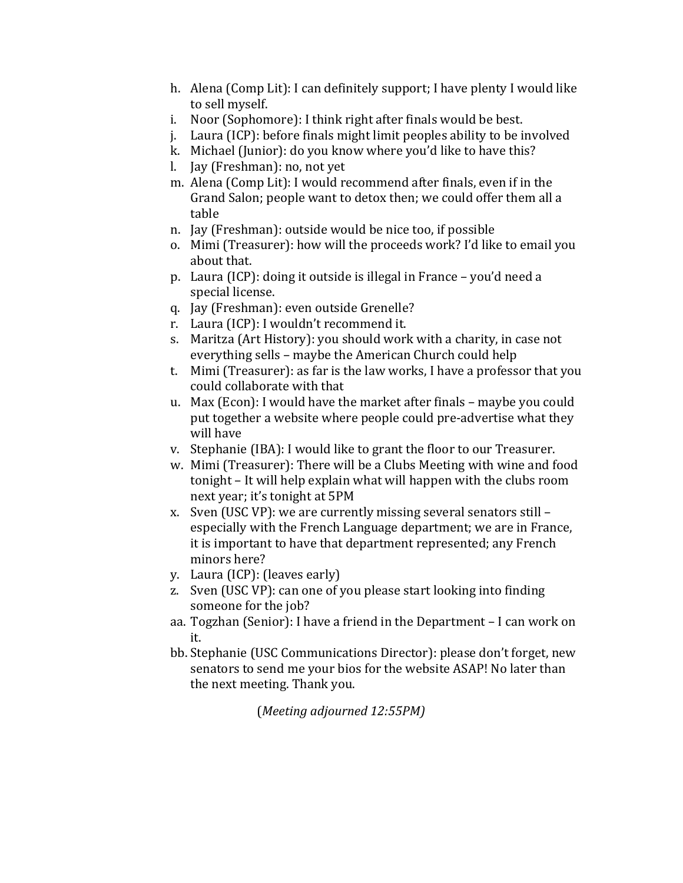h. Alena (Comp Lit): I can definitely support; I have plenty I would like to sell myself.
i. Noor (Sophomore): I think right after finals would be best.
j. Laura (ICP): before finals might limit peoples ability to be involved
k. Michael (Junior): do you know where you'd like to have this?
l. Jay (Freshman): no, not yet
m. Alena (Comp Lit): I would recommend after finals, even if in the Grand Salon; people want to detox then; we could offer them all a table
n. Jay (Freshman): outside would be nice too, if possible
o. Mimi (Treasurer): how will the proceeds work? I'd like to email you about that.
p. Laura (ICP): doing it outside is illegal in France – you'd need a special license.
q. Jay (Freshman): even outside Grenelle?
r. Laura (ICP): I wouldn't recommend it.
s. Maritza (Art History): you should work with a charity, in case not everything sells – maybe the American Church could help
t. Mimi (Treasurer): as far is the law works, I have a professor that you could collaborate with that
u. Max (Econ): I would have the market after finals – maybe you could put together a website where people could pre-advertise what they will have
v. Stephanie (IBA): I would like to grant the floor to our Treasurer.
w. Mimi (Treasurer): There will be a Clubs Meeting with wine and food tonight – It will help explain what will happen with the clubs room next year; it's tonight at 5PM
x. Sven (USC VP): we are currently missing several senators still – especially with the French Language department; we are in France, it is important to have that department represented; any French minors here?
y. Laura (ICP): (leaves early)
z. Sven (USC VP): can one of you please start looking into finding someone for the job?
aa. Togzhan (Senior): I have a friend in the Department – I can work on it.
bb. Stephanie (USC Communications Director): please don't forget, new senators to send me your bios for the website ASAP! No later than the next meeting. Thank you.

(*Meeting adjourned 12:55PM)*